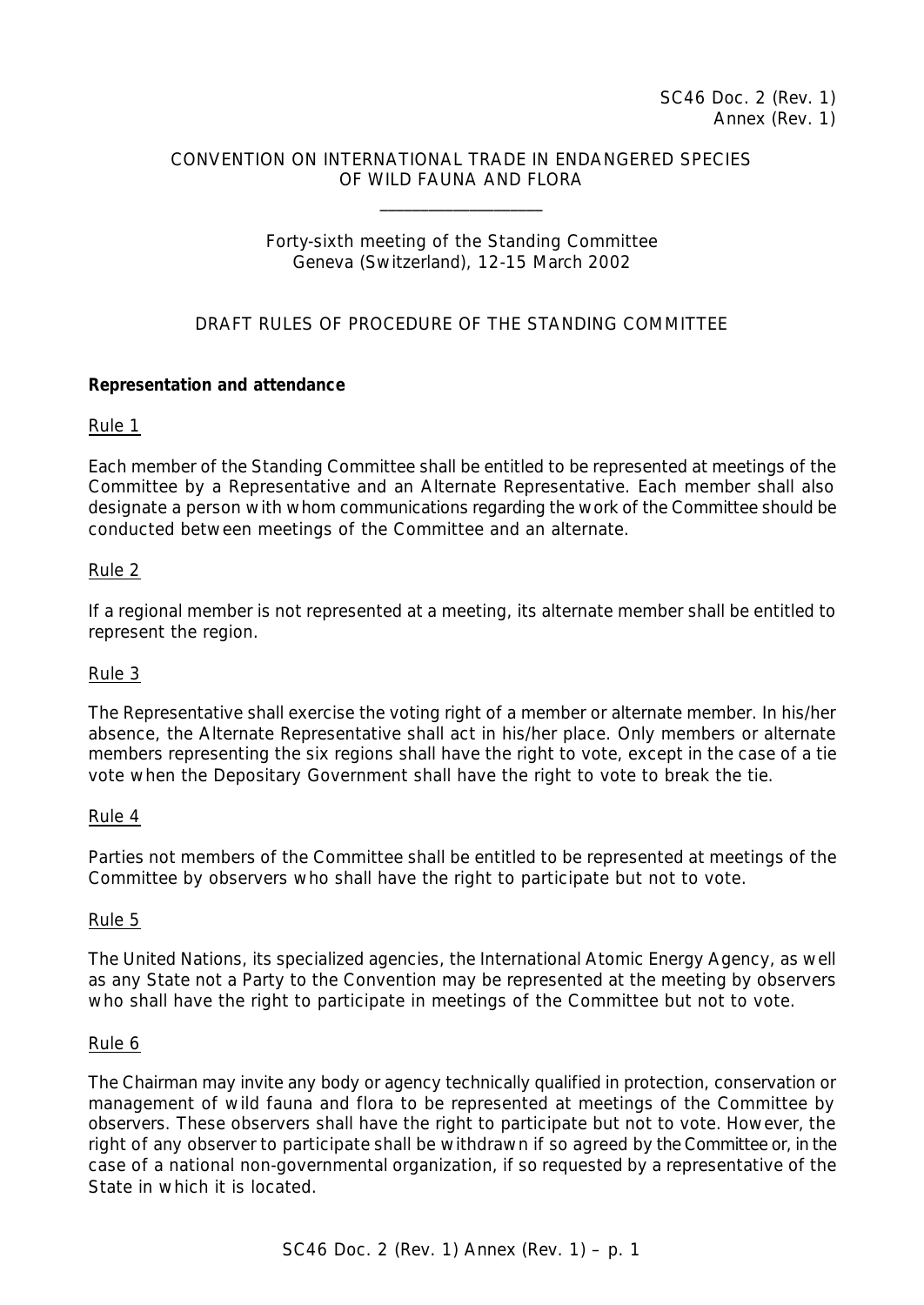SC46 Doc. 2 (Rev. 1)
Annex (Rev. 1)

CONVENTION ON INTERNATIONAL TRADE IN ENDANGERED SPECIES OF WILD FAUNA AND FLORA

\_\_\_\_\_\_\_\_\_\_\_\_\_\_\_\_\_\_\_\_

Forty-sixth meeting of the Standing Committee
Geneva (Switzerland), 12-15 March 2002

# DRAFT RULES OF PROCEDURE OF THE STANDING COMMITTEE

## Representation and attendance

Rule 1

Each member of the Standing Committee shall be entitled to be represented at meetings of the Committee by a Representative and an Alternate Representative. Each member shall also designate a person with whom communications regarding the work of the Committee should be conducted between meetings of the Committee and an alternate.

Rule 2

If a regional member is not represented at a meeting, its alternate member shall be entitled to represent the region.

Rule 3

The Representative shall exercise the voting right of a member or alternate member. In his/her absence, the Alternate Representative shall act in his/her place. Only members or alternate members representing the six regions shall have the right to vote, except in the case of a tie vote when the Depositary Government shall have the right to vote to break the tie.

Rule 4

Parties not members of the Committee shall be entitled to be represented at meetings of the Committee by observers who shall have the right to participate but not to vote.

Rule 5

The United Nations, its specialized agencies, the International Atomic Energy Agency, as well as any State not a Party to the Convention may be represented at the meeting by observers who shall have the right to participate in meetings of the Committee but not to vote.

Rule 6

The Chairman may invite any body or agency technically qualified in protection, conservation or management of wild fauna and flora to be represented at meetings of the Committee by observers. These observers shall have the right to participate but not to vote. However, the right of any observer to participate shall be withdrawn if so agreed by the Committee or, in the case of a national non-governmental organization, if so requested by a representative of the State in which it is located.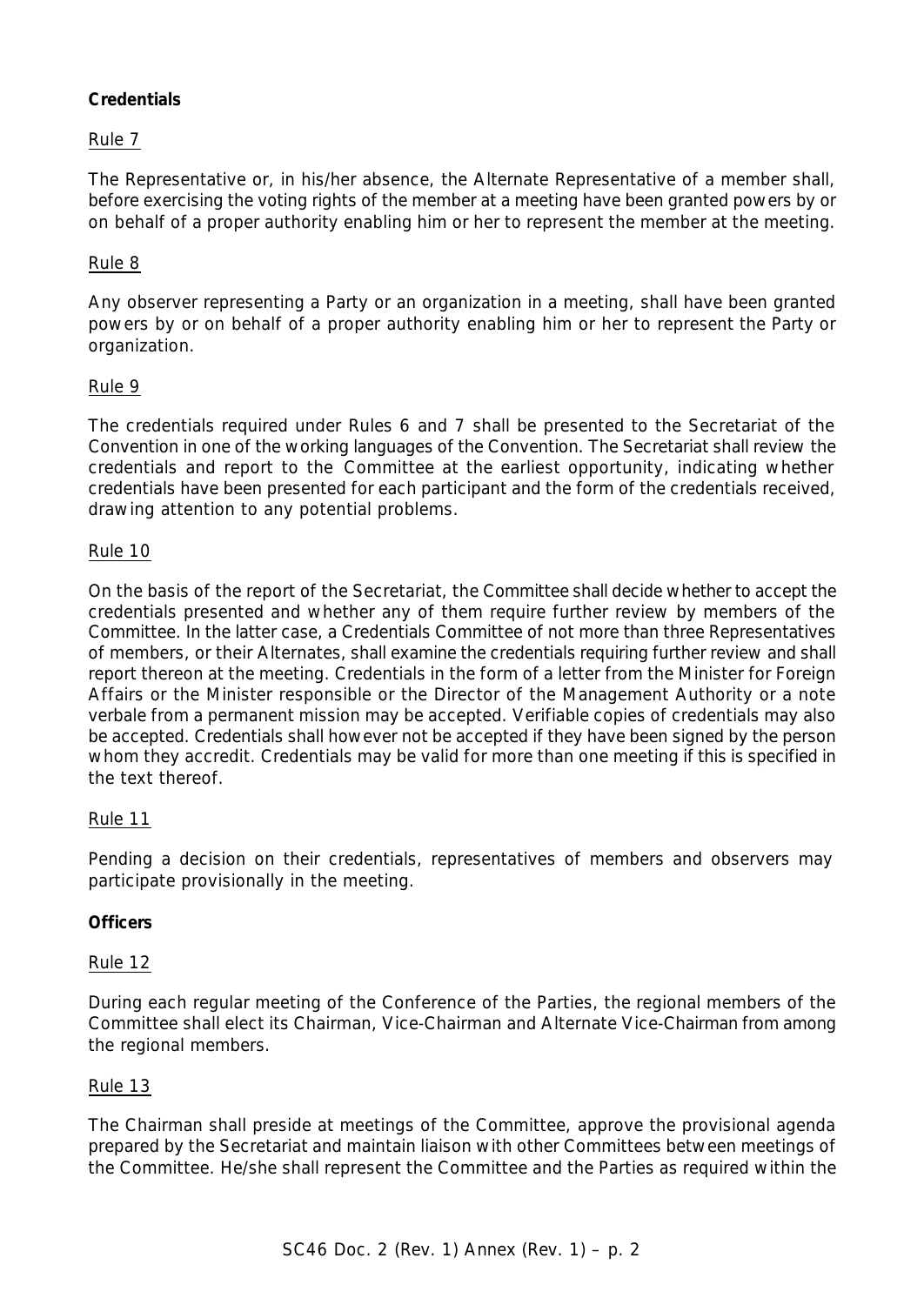**Credentials**

Rule 7

The Representative or, in his/her absence, the Alternate Representative of a member shall, before exercising the voting rights of the member at a meeting have been granted powers by or on behalf of a proper authority enabling him or her to represent the member at the meeting.

Rule 8

Any observer representing a Party or an organization in a meeting, shall have been granted powers by or on behalf of a proper authority enabling him or her to represent the Party or organization.

Rule 9

The credentials required under Rules 6 and 7 shall be presented to the Secretariat of the Convention in one of the working languages of the Convention. The Secretariat shall review the credentials and report to the Committee at the earliest opportunity, indicating whether credentials have been presented for each participant and the form of the credentials received, drawing attention to any potential problems.

Rule 10

On the basis of the report of the Secretariat, the Committee shall decide whether to accept the credentials presented and whether any of them require further review by members of the Committee. In the latter case, a Credentials Committee of not more than three Representatives of members, or their Alternates, shall examine the credentials requiring further review and shall report thereon at the meeting. Credentials in the form of a letter from the Minister for Foreign Affairs or the Minister responsible or the Director of the Management Authority or a note verbale from a permanent mission may be accepted. Verifiable copies of credentials may also be accepted. Credentials shall however not be accepted if they have been signed by the person whom they accredit. Credentials may be valid for more than one meeting if this is specified in the text thereof.

Rule 11

Pending a decision on their credentials, representatives of members and observers may participate provisionally in the meeting.

**Officers**

Rule 12

During each regular meeting of the Conference of the Parties, the regional members of the Committee shall elect its Chairman, Vice-Chairman and Alternate Vice-Chairman from among the regional members.

Rule 13

The Chairman shall preside at meetings of the Committee, approve the provisional agenda prepared by the Secretariat and maintain liaison with other Committees between meetings of the Committee. He/she shall represent the Committee and the Parties as required within the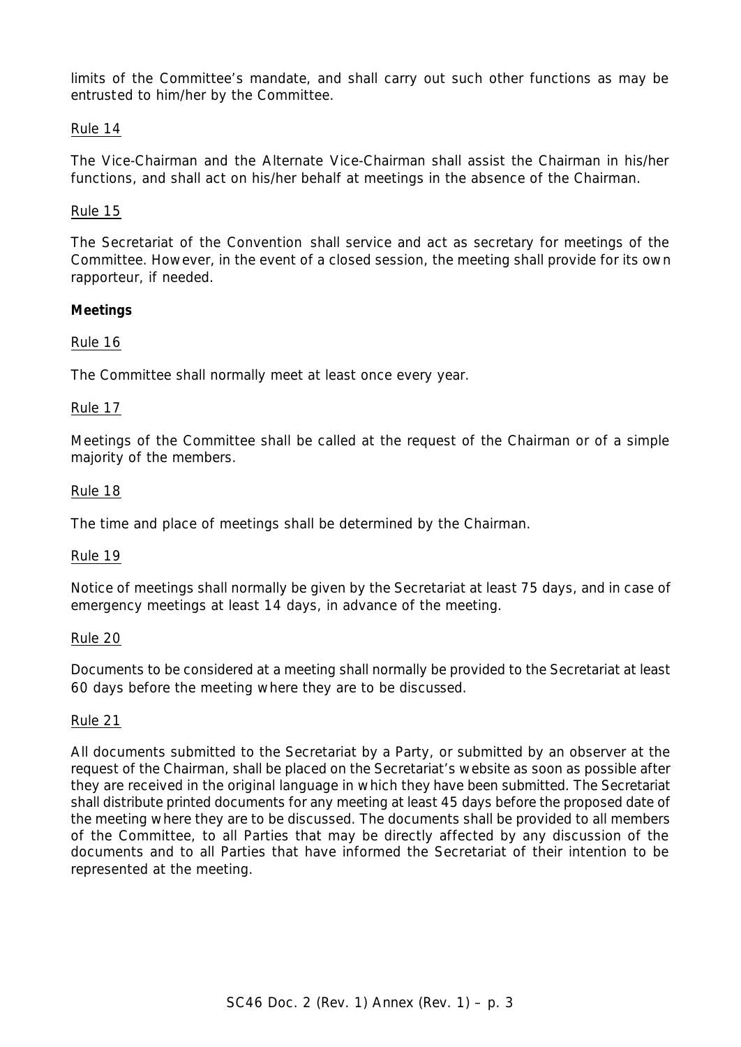limits of the Committee's mandate, and shall carry out such other functions as may be entrusted to him/her by the Committee.

Rule 14

The Vice-Chairman and the Alternate Vice-Chairman shall assist the Chairman in his/her functions, and shall act on his/her behalf at meetings in the absence of the Chairman.

Rule 15

The Secretariat of the Convention shall service and act as secretary for meetings of the Committee. However, in the event of a closed session, the meeting shall provide for its own rapporteur, if needed.

**Meetings**

Rule 16

The Committee shall normally meet at least once every year.

Rule 17

Meetings of the Committee shall be called at the request of the Chairman or of a simple majority of the members.

Rule 18

The time and place of meetings shall be determined by the Chairman.

Rule 19

Notice of meetings shall normally be given by the Secretariat at least 75 days, and in case of emergency meetings at least 14 days, in advance of the meeting.

Rule 20

Documents to be considered at a meeting shall normally be provided to the Secretariat at least 60 days before the meeting where they are to be discussed.

Rule 21

All documents submitted to the Secretariat by a Party, or submitted by an observer at the request of the Chairman, shall be placed on the Secretariat's website as soon as possible after they are received in the original language in which they have been submitted. The Secretariat shall distribute printed documents for any meeting at least 45 days before the proposed date of the meeting where they are to be discussed. The documents shall be provided to all members of the Committee, to all Parties that may be directly affected by any discussion of the documents and to all Parties that have informed the Secretariat of their intention to be represented at the meeting.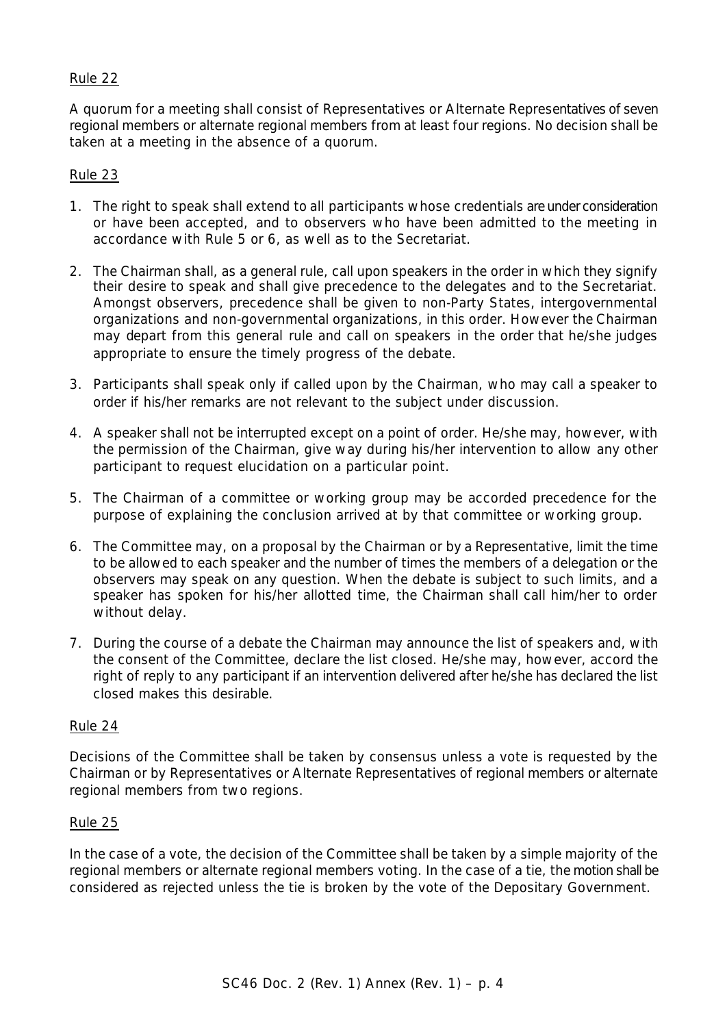Rule 22

A quorum for a meeting shall consist of Representatives or Alternate Representatives of seven regional members or alternate regional members from at least four regions. No decision shall be taken at a meeting in the absence of a quorum.

Rule 23

1. The right to speak shall extend to all participants whose credentials are under consideration or have been accepted, and to observers who have been admitted to the meeting in accordance with Rule 5 or 6, as well as to the Secretariat.

2. The Chairman shall, as a general rule, call upon speakers in the order in which they signify their desire to speak and shall give precedence to the delegates and to the Secretariat. Amongst observers, precedence shall be given to non-Party States, intergovernmental organizations and non-governmental organizations, in this order. However the Chairman may depart from this general rule and call on speakers in the order that he/she judges appropriate to ensure the timely progress of the debate.

3. Participants shall speak only if called upon by the Chairman, who may call a speaker to order if his/her remarks are not relevant to the subject under discussion.

4. A speaker shall not be interrupted except on a point of order. He/she may, however, with the permission of the Chairman, give way during his/her intervention to allow any other participant to request elucidation on a particular point.

5. The Chairman of a committee or working group may be accorded precedence for the purpose of explaining the conclusion arrived at by that committee or working group.

6. The Committee may, on a proposal by the Chairman or by a Representative, limit the time to be allowed to each speaker and the number of times the members of a delegation or the observers may speak on any question. When the debate is subject to such limits, and a speaker has spoken for his/her allotted time, the Chairman shall call him/her to order without delay.

7. During the course of a debate the Chairman may announce the list of speakers and, with the consent of the Committee, declare the list closed. He/she may, however, accord the right of reply to any participant if an intervention delivered after he/she has declared the list closed makes this desirable.

Rule 24

Decisions of the Committee shall be taken by consensus unless a vote is requested by the Chairman or by Representatives or Alternate Representatives of regional members or alternate regional members from two regions.

Rule 25

In the case of a vote, the decision of the Committee shall be taken by a simple majority of the regional members or alternate regional members voting. In the case of a tie, the motion shall be considered as rejected unless the tie is broken by the vote of the Depositary Government.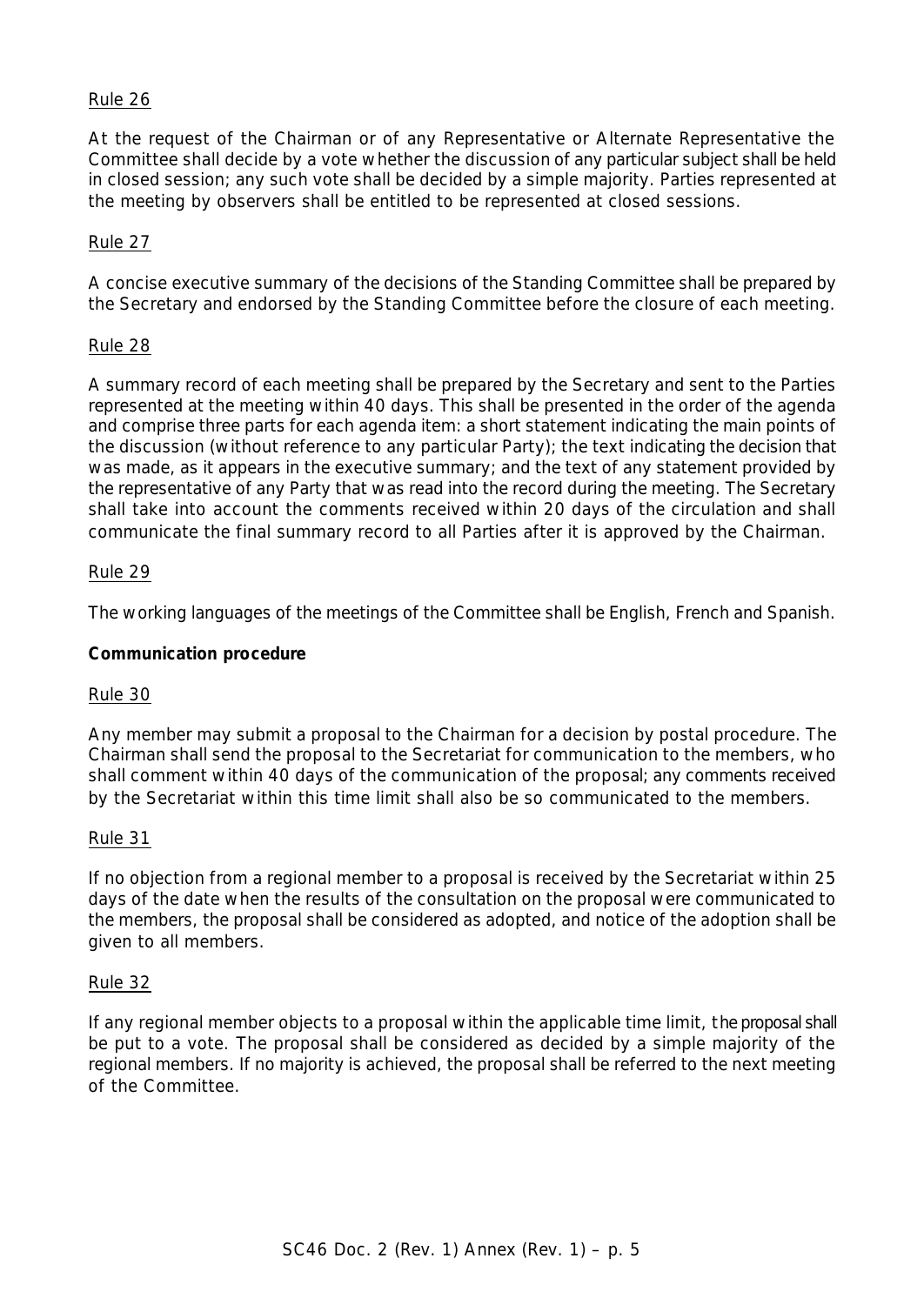Rule 26

At the request of the Chairman or of any Representative or Alternate Representative the Committee shall decide by a vote whether the discussion of any particular subject shall be held in closed session; any such vote shall be decided by a simple majority. Parties represented at the meeting by observers shall be entitled to be represented at closed sessions.

Rule 27

A concise executive summary of the decisions of the Standing Committee shall be prepared by the Secretary and endorsed by the Standing Committee before the closure of each meeting.

Rule 28

A summary record of each meeting shall be prepared by the Secretary and sent to the Parties represented at the meeting within 40 days. This shall be presented in the order of the agenda and comprise three parts for each agenda item: a short statement indicating the main points of the discussion (without reference to any particular Party); the text indicating the decision that was made, as it appears in the executive summary; and the text of any statement provided by the representative of any Party that was read into the record during the meeting. The Secretary shall take into account the comments received within 20 days of the circulation and shall communicate the final summary record to all Parties after it is approved by the Chairman.

Rule 29

The working languages of the meetings of the Committee shall be English, French and Spanish.

**Communication procedure**

Rule 30

Any member may submit a proposal to the Chairman for a decision by postal procedure. The Chairman shall send the proposal to the Secretariat for communication to the members, who shall comment within 40 days of the communication of the proposal; any comments received by the Secretariat within this time limit shall also be so communicated to the members.

Rule 31

If no objection from a regional member to a proposal is received by the Secretariat within 25 days of the date when the results of the consultation on the proposal were communicated to the members, the proposal shall be considered as adopted, and notice of the adoption shall be given to all members.

Rule 32

If any regional member objects to a proposal within the applicable time limit, the proposal shall be put to a vote. The proposal shall be considered as decided by a simple majority of the regional members. If no majority is achieved, the proposal shall be referred to the next meeting of the Committee.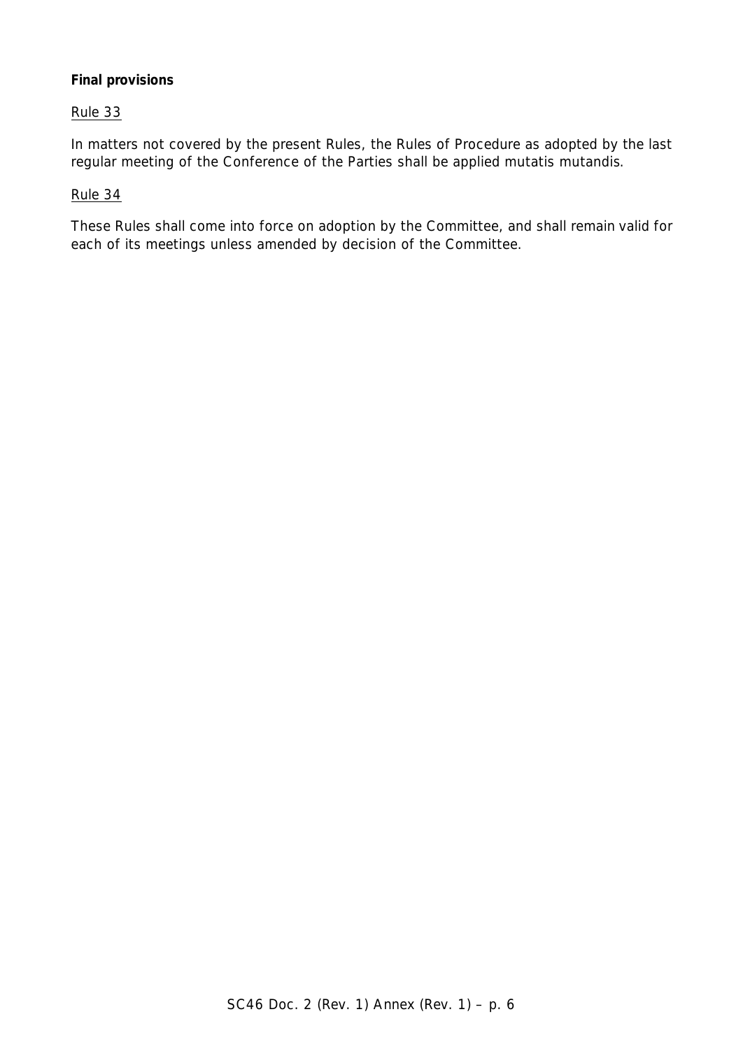**Final provisions**

Rule 33

In matters not covered by the present Rules, the Rules of Procedure as adopted by the last regular meeting of the Conference of the Parties shall be applied mutatis mutandis.

Rule 34

These Rules shall come into force on adoption by the Committee, and shall remain valid for each of its meetings unless amended by decision of the Committee.